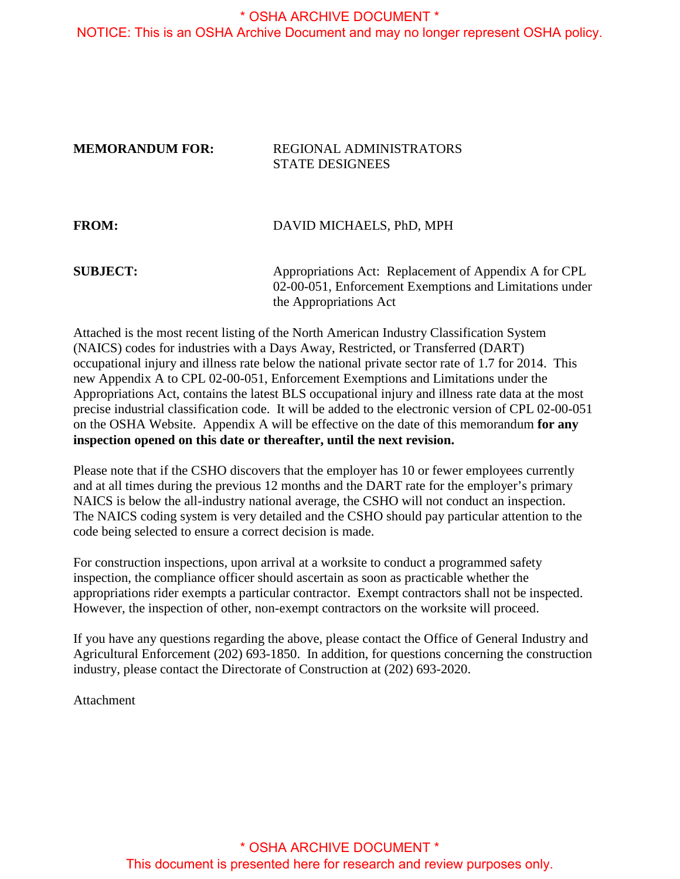**MEMORANDUM FOR:** REGIONAL ADMINISTRATORS
STATE DESIGNEES

**FROM:** DAVID MICHAELS, PhD, MPH

**SUBJECT:** Appropriations Act: Replacement of Appendix A for CPL 02-00-051, Enforcement Exemptions and Limitations under the Appropriations Act

Attached is the most recent listing of the North American Industry Classification System (NAICS) codes for industries with a Days Away, Restricted, or Transferred (DART) occupational injury and illness rate below the national private sector rate of 1.7 for 2014. This new Appendix A to CPL 02-00-051, Enforcement Exemptions and Limitations under the Appropriations Act, contains the latest BLS occupational injury and illness rate data at the most precise industrial classification code. It will be added to the electronic version of CPL 02-00-051 on the OSHA Website. Appendix A will be effective on the date of this memorandum **for any inspection opened on this date or thereafter, until the next revision.**

Please note that if the CSHO discovers that the employer has 10 or fewer employees currently and at all times during the previous 12 months and the DART rate for the employer's primary NAICS is below the all-industry national average, the CSHO will not conduct an inspection. The NAICS coding system is very detailed and the CSHO should pay particular attention to the code being selected to ensure a correct decision is made.

For construction inspections, upon arrival at a worksite to conduct a programmed safety inspection, the compliance officer should ascertain as soon as practicable whether the appropriations rider exempts a particular contractor. Exempt contractors shall not be inspected. However, the inspection of other, non-exempt contractors on the worksite will proceed.

If you have any questions regarding the above, please contact the Office of General Industry and Agricultural Enforcement (202) 693-1850. In addition, for questions concerning the construction industry, please contact the Directorate of Construction at (202) 693-2020.

Attachment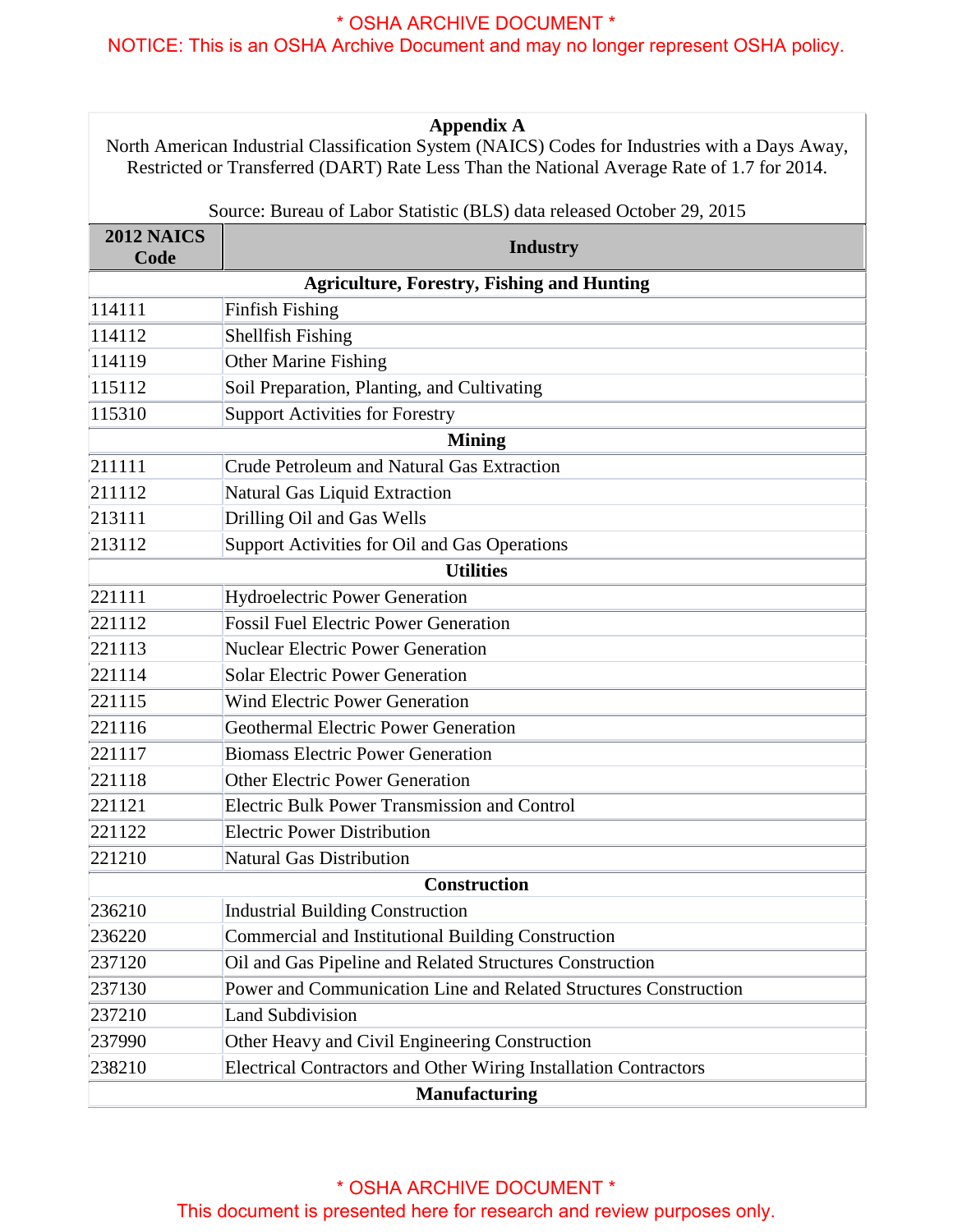**Appendix A**

North American Industrial Classification System (NAICS) Codes for Industries with a Days Away, Restricted or Transferred (DART) Rate Less Than the National Average Rate of 1.7 for 2014.

Source: Bureau of Labor Statistic (BLS) data released October 29, 2015

| 2012 NAICS Code | Industry |
|---|---|
| **Agriculture, Forestry, Fishing and Hunting** | |
| 114111 | Finfish Fishing |
| 114112 | Shellfish Fishing |
| 114119 | Other Marine Fishing |
| 115112 | Soil Preparation, Planting, and Cultivating |
| 115310 | Support Activities for Forestry |
| **Mining** | |
| 211111 | Crude Petroleum and Natural Gas Extraction |
| 211112 | Natural Gas Liquid Extraction |
| 213111 | Drilling Oil and Gas Wells |
| 213112 | Support Activities for Oil and Gas Operations |
| **Utilities** | |
| 221111 | Hydroelectric Power Generation |
| 221112 | Fossil Fuel Electric Power Generation |
| 221113 | Nuclear Electric Power Generation |
| 221114 | Solar Electric Power Generation |
| 221115 | Wind Electric Power Generation |
| 221116 | Geothermal Electric Power Generation |
| 221117 | Biomass Electric Power Generation |
| 221118 | Other Electric Power Generation |
| 221121 | Electric Bulk Power Transmission and Control |
| 221122 | Electric Power Distribution |
| 221210 | Natural Gas Distribution |
| **Construction** | |
| 236210 | Industrial Building Construction |
| 236220 | Commercial and Institutional Building Construction |
| 237120 | Oil and Gas Pipeline and Related Structures Construction |
| 237130 | Power and Communication Line and Related Structures Construction |
| 237210 | Land Subdivision |
| 237990 | Other Heavy and Civil Engineering Construction |
| 238210 | Electrical Contractors and Other Wiring Installation Contractors |
| **Manufacturing** | |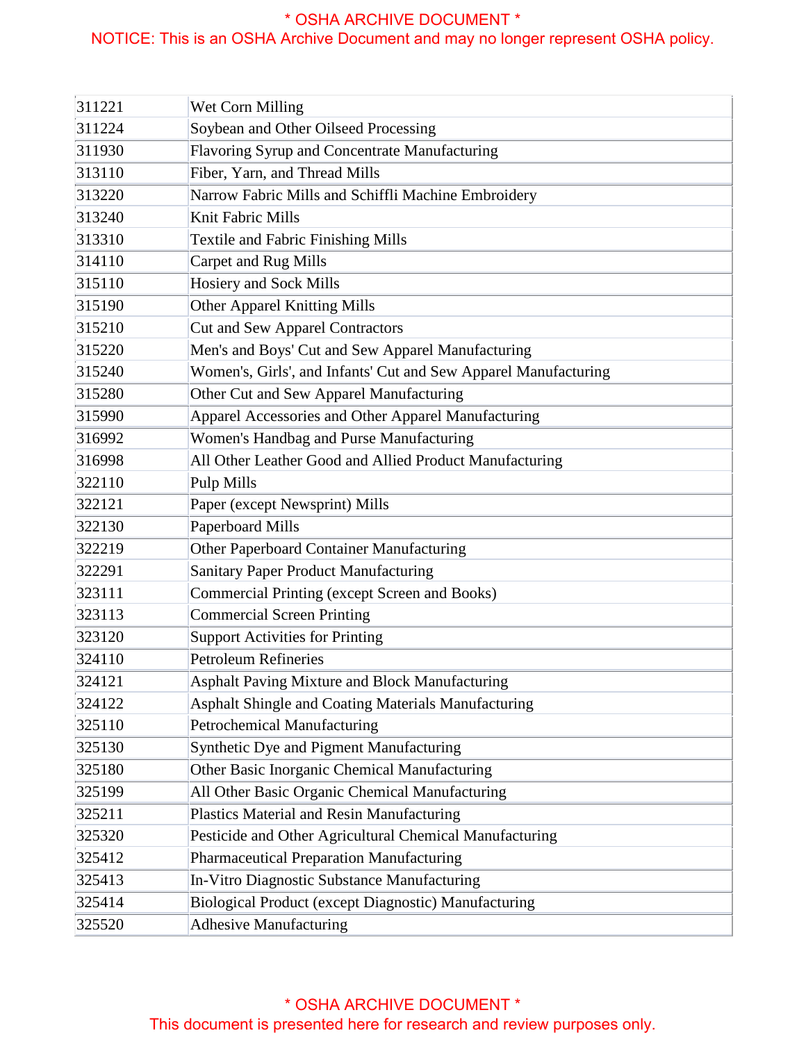| | |
|---|---|
| 311221 | Wet Corn Milling |
| 311224 | Soybean and Other Oilseed Processing |
| 311930 | Flavoring Syrup and Concentrate Manufacturing |
| 313110 | Fiber, Yarn, and Thread Mills |
| 313220 | Narrow Fabric Mills and Schiffli Machine Embroidery |
| 313240 | Knit Fabric Mills |
| 313310 | Textile and Fabric Finishing Mills |
| 314110 | Carpet and Rug Mills |
| 315110 | Hosiery and Sock Mills |
| 315190 | Other Apparel Knitting Mills |
| 315210 | Cut and Sew Apparel Contractors |
| 315220 | Men's and Boys' Cut and Sew Apparel Manufacturing |
| 315240 | Women's, Girls', and Infants' Cut and Sew Apparel Manufacturing |
| 315280 | Other Cut and Sew Apparel Manufacturing |
| 315990 | Apparel Accessories and Other Apparel Manufacturing |
| 316992 | Women's Handbag and Purse Manufacturing |
| 316998 | All Other Leather Good and Allied Product Manufacturing |
| 322110 | Pulp Mills |
| 322121 | Paper (except Newsprint) Mills |
| 322130 | Paperboard Mills |
| 322219 | Other Paperboard Container Manufacturing |
| 322291 | Sanitary Paper Product Manufacturing |
| 323111 | Commercial Printing (except Screen and Books) |
| 323113 | Commercial Screen Printing |
| 323120 | Support Activities for Printing |
| 324110 | Petroleum Refineries |
| 324121 | Asphalt Paving Mixture and Block Manufacturing |
| 324122 | Asphalt Shingle and Coating Materials Manufacturing |
| 325110 | Petrochemical Manufacturing |
| 325130 | Synthetic Dye and Pigment Manufacturing |
| 325180 | Other Basic Inorganic Chemical Manufacturing |
| 325199 | All Other Basic Organic Chemical Manufacturing |
| 325211 | Plastics Material and Resin Manufacturing |
| 325320 | Pesticide and Other Agricultural Chemical Manufacturing |
| 325412 | Pharmaceutical Preparation Manufacturing |
| 325413 | In-Vitro Diagnostic Substance Manufacturing |
| 325414 | Biological Product (except Diagnostic) Manufacturing |
| 325520 | Adhesive Manufacturing |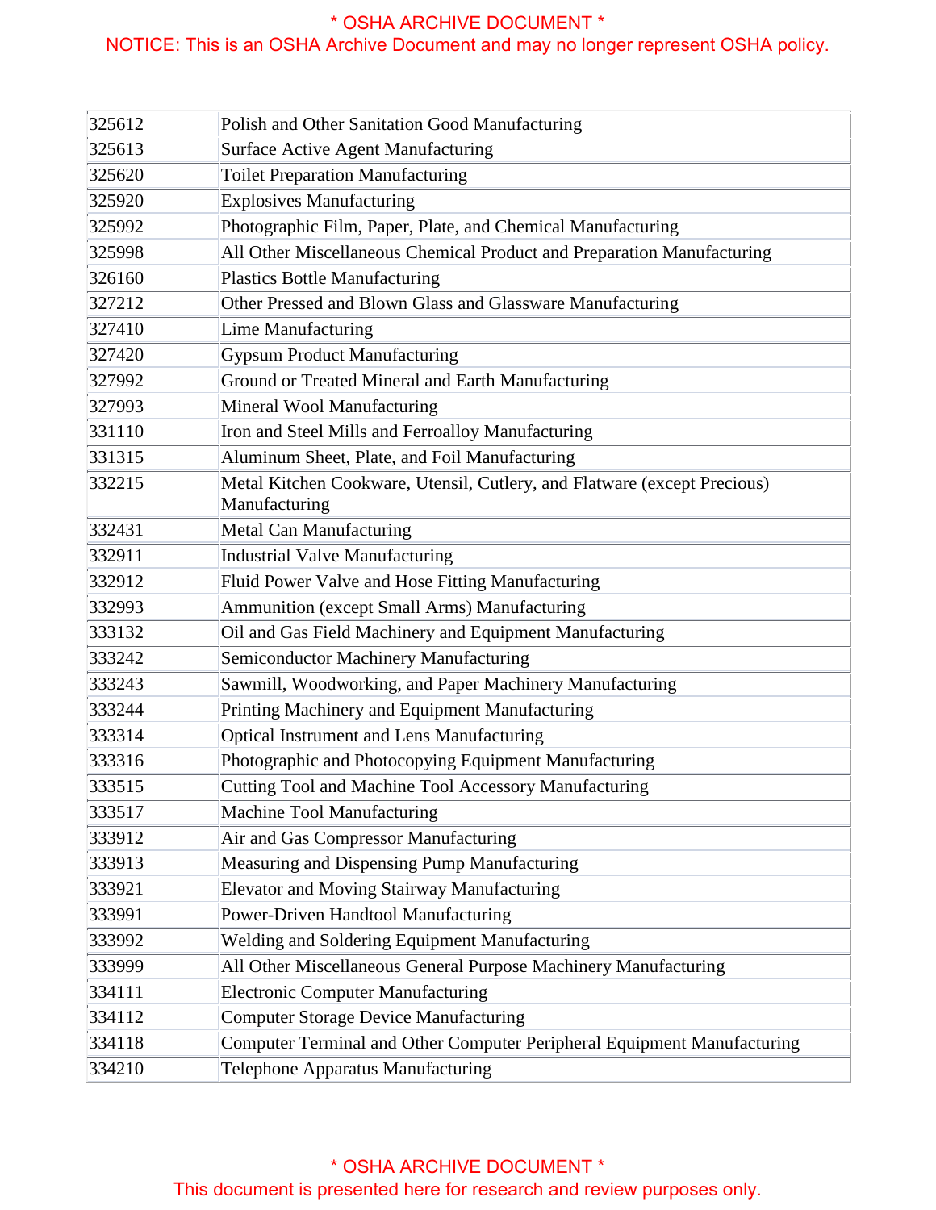| | |
|---|---|
| 325612 | Polish and Other Sanitation Good Manufacturing |
| 325613 | Surface Active Agent Manufacturing |
| 325620 | Toilet Preparation Manufacturing |
| 325920 | Explosives Manufacturing |
| 325992 | Photographic Film, Paper, Plate, and Chemical Manufacturing |
| 325998 | All Other Miscellaneous Chemical Product and Preparation Manufacturing |
| 326160 | Plastics Bottle Manufacturing |
| 327212 | Other Pressed and Blown Glass and Glassware Manufacturing |
| 327410 | Lime Manufacturing |
| 327420 | Gypsum Product Manufacturing |
| 327992 | Ground or Treated Mineral and Earth Manufacturing |
| 327993 | Mineral Wool Manufacturing |
| 331110 | Iron and Steel Mills and Ferroalloy Manufacturing |
| 331315 | Aluminum Sheet, Plate, and Foil Manufacturing |
| 332215 | Metal Kitchen Cookware, Utensil, Cutlery, and Flatware (except Precious) Manufacturing |
| 332431 | Metal Can Manufacturing |
| 332911 | Industrial Valve Manufacturing |
| 332912 | Fluid Power Valve and Hose Fitting Manufacturing |
| 332993 | Ammunition (except Small Arms) Manufacturing |
| 333132 | Oil and Gas Field Machinery and Equipment Manufacturing |
| 333242 | Semiconductor Machinery Manufacturing |
| 333243 | Sawmill, Woodworking, and Paper Machinery Manufacturing |
| 333244 | Printing Machinery and Equipment Manufacturing |
| 333314 | Optical Instrument and Lens Manufacturing |
| 333316 | Photographic and Photocopying Equipment Manufacturing |
| 333515 | Cutting Tool and Machine Tool Accessory Manufacturing |
| 333517 | Machine Tool Manufacturing |
| 333912 | Air and Gas Compressor Manufacturing |
| 333913 | Measuring and Dispensing Pump Manufacturing |
| 333921 | Elevator and Moving Stairway Manufacturing |
| 333991 | Power-Driven Handtool Manufacturing |
| 333992 | Welding and Soldering Equipment Manufacturing |
| 333999 | All Other Miscellaneous General Purpose Machinery Manufacturing |
| 334111 | Electronic Computer Manufacturing |
| 334112 | Computer Storage Device Manufacturing |
| 334118 | Computer Terminal and Other Computer Peripheral Equipment Manufacturing |
| 334210 | Telephone Apparatus Manufacturing |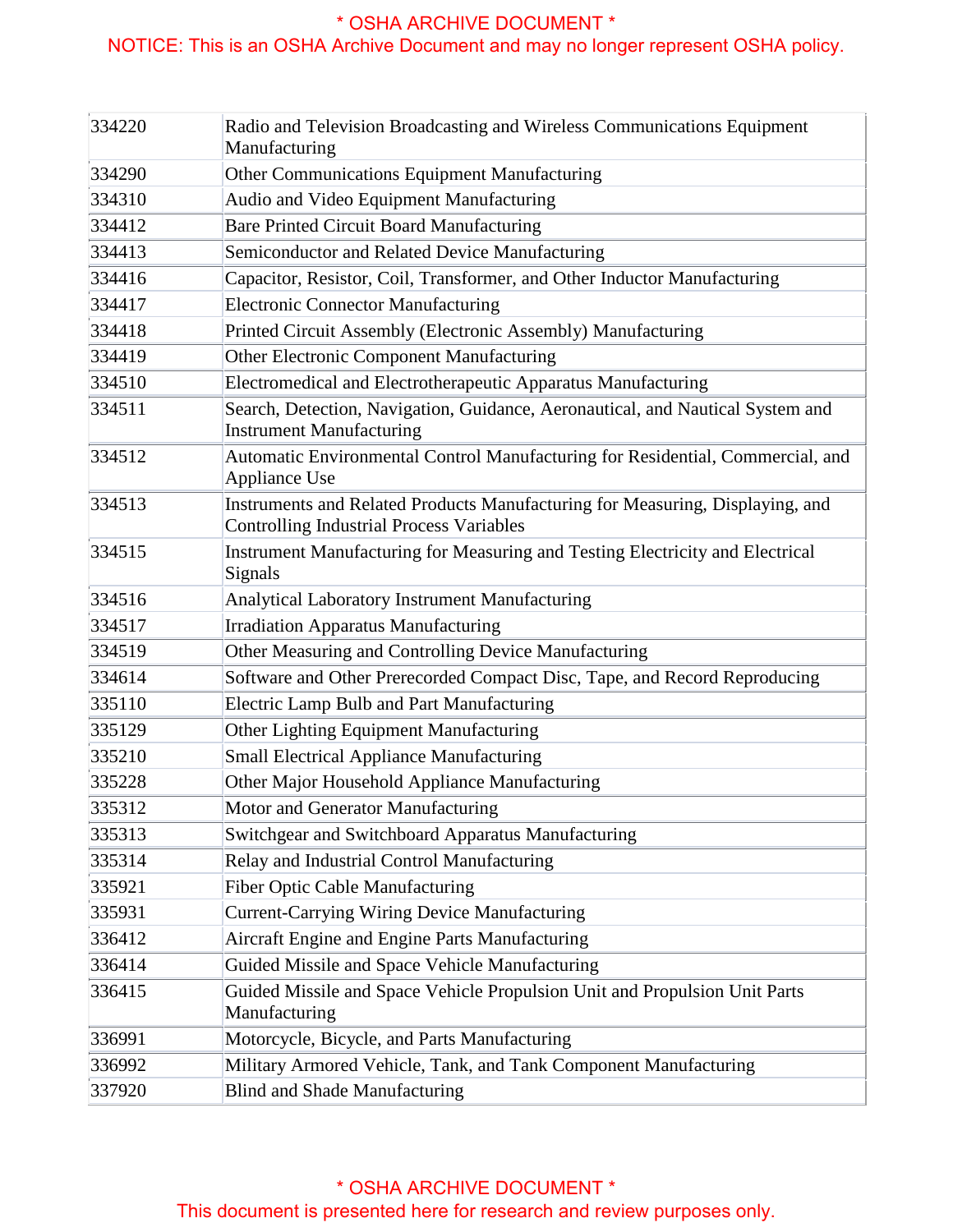| 334220 | Radio and Television Broadcasting and Wireless Communications Equipment Manufacturing |
|---|---|
| 334290 | Other Communications Equipment Manufacturing |
| 334310 | Audio and Video Equipment Manufacturing |
| 334412 | Bare Printed Circuit Board Manufacturing |
| 334413 | Semiconductor and Related Device Manufacturing |
| 334416 | Capacitor, Resistor, Coil, Transformer, and Other Inductor Manufacturing |
| 334417 | Electronic Connector Manufacturing |
| 334418 | Printed Circuit Assembly (Electronic Assembly) Manufacturing |
| 334419 | Other Electronic Component Manufacturing |
| 334510 | Electromedical and Electrotherapeutic Apparatus Manufacturing |
| 334511 | Search, Detection, Navigation, Guidance, Aeronautical, and Nautical System and Instrument Manufacturing |
| 334512 | Automatic Environmental Control Manufacturing for Residential, Commercial, and Appliance Use |
| 334513 | Instruments and Related Products Manufacturing for Measuring, Displaying, and Controlling Industrial Process Variables |
| 334515 | Instrument Manufacturing for Measuring and Testing Electricity and Electrical Signals |
| 334516 | Analytical Laboratory Instrument Manufacturing |
| 334517 | Irradiation Apparatus Manufacturing |
| 334519 | Other Measuring and Controlling Device Manufacturing |
| 334614 | Software and Other Prerecorded Compact Disc, Tape, and Record Reproducing |
| 335110 | Electric Lamp Bulb and Part Manufacturing |
| 335129 | Other Lighting Equipment Manufacturing |
| 335210 | Small Electrical Appliance Manufacturing |
| 335228 | Other Major Household Appliance Manufacturing |
| 335312 | Motor and Generator Manufacturing |
| 335313 | Switchgear and Switchboard Apparatus Manufacturing |
| 335314 | Relay and Industrial Control Manufacturing |
| 335921 | Fiber Optic Cable Manufacturing |
| 335931 | Current-Carrying Wiring Device Manufacturing |
| 336412 | Aircraft Engine and Engine Parts Manufacturing |
| 336414 | Guided Missile and Space Vehicle Manufacturing |
| 336415 | Guided Missile and Space Vehicle Propulsion Unit and Propulsion Unit Parts Manufacturing |
| 336991 | Motorcycle, Bicycle, and Parts Manufacturing |
| 336992 | Military Armored Vehicle, Tank, and Tank Component Manufacturing |
| 337920 | Blind and Shade Manufacturing |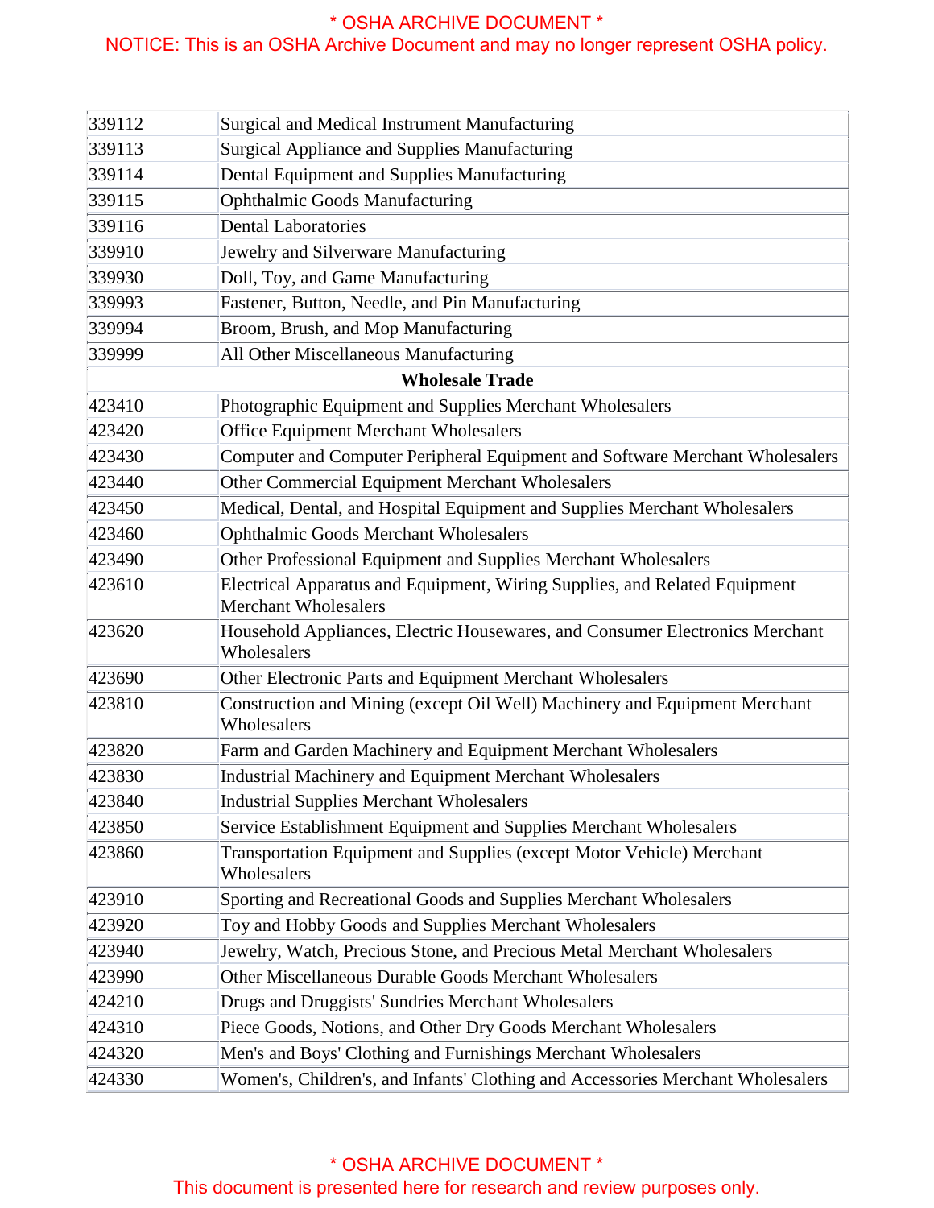| | |
|---|---|
| 339112 | Surgical and Medical Instrument Manufacturing |
| 339113 | Surgical Appliance and Supplies Manufacturing |
| 339114 | Dental Equipment and Supplies Manufacturing |
| 339115 | Ophthalmic Goods Manufacturing |
| 339116 | Dental Laboratories |
| 339910 | Jewelry and Silverware Manufacturing |
| 339930 | Doll, Toy, and Game Manufacturing |
| 339993 | Fastener, Button, Needle, and Pin Manufacturing |
| 339994 | Broom, Brush, and Mop Manufacturing |
| 339999 | All Other Miscellaneous Manufacturing |
| **Wholesale Trade** | |
| 423410 | Photographic Equipment and Supplies Merchant Wholesalers |
| 423420 | Office Equipment Merchant Wholesalers |
| 423430 | Computer and Computer Peripheral Equipment and Software Merchant Wholesalers |
| 423440 | Other Commercial Equipment Merchant Wholesalers |
| 423450 | Medical, Dental, and Hospital Equipment and Supplies Merchant Wholesalers |
| 423460 | Ophthalmic Goods Merchant Wholesalers |
| 423490 | Other Professional Equipment and Supplies Merchant Wholesalers |
| 423610 | Electrical Apparatus and Equipment, Wiring Supplies, and Related Equipment Merchant Wholesalers |
| 423620 | Household Appliances, Electric Housewares, and Consumer Electronics Merchant Wholesalers |
| 423690 | Other Electronic Parts and Equipment Merchant Wholesalers |
| 423810 | Construction and Mining (except Oil Well) Machinery and Equipment Merchant Wholesalers |
| 423820 | Farm and Garden Machinery and Equipment Merchant Wholesalers |
| 423830 | Industrial Machinery and Equipment Merchant Wholesalers |
| 423840 | Industrial Supplies Merchant Wholesalers |
| 423850 | Service Establishment Equipment and Supplies Merchant Wholesalers |
| 423860 | Transportation Equipment and Supplies (except Motor Vehicle) Merchant Wholesalers |
| 423910 | Sporting and Recreational Goods and Supplies Merchant Wholesalers |
| 423920 | Toy and Hobby Goods and Supplies Merchant Wholesalers |
| 423940 | Jewelry, Watch, Precious Stone, and Precious Metal Merchant Wholesalers |
| 423990 | Other Miscellaneous Durable Goods Merchant Wholesalers |
| 424210 | Drugs and Druggists' Sundries Merchant Wholesalers |
| 424310 | Piece Goods, Notions, and Other Dry Goods Merchant Wholesalers |
| 424320 | Men's and Boys' Clothing and Furnishings Merchant Wholesalers |
| 424330 | Women's, Children's, and Infants' Clothing and Accessories Merchant Wholesalers |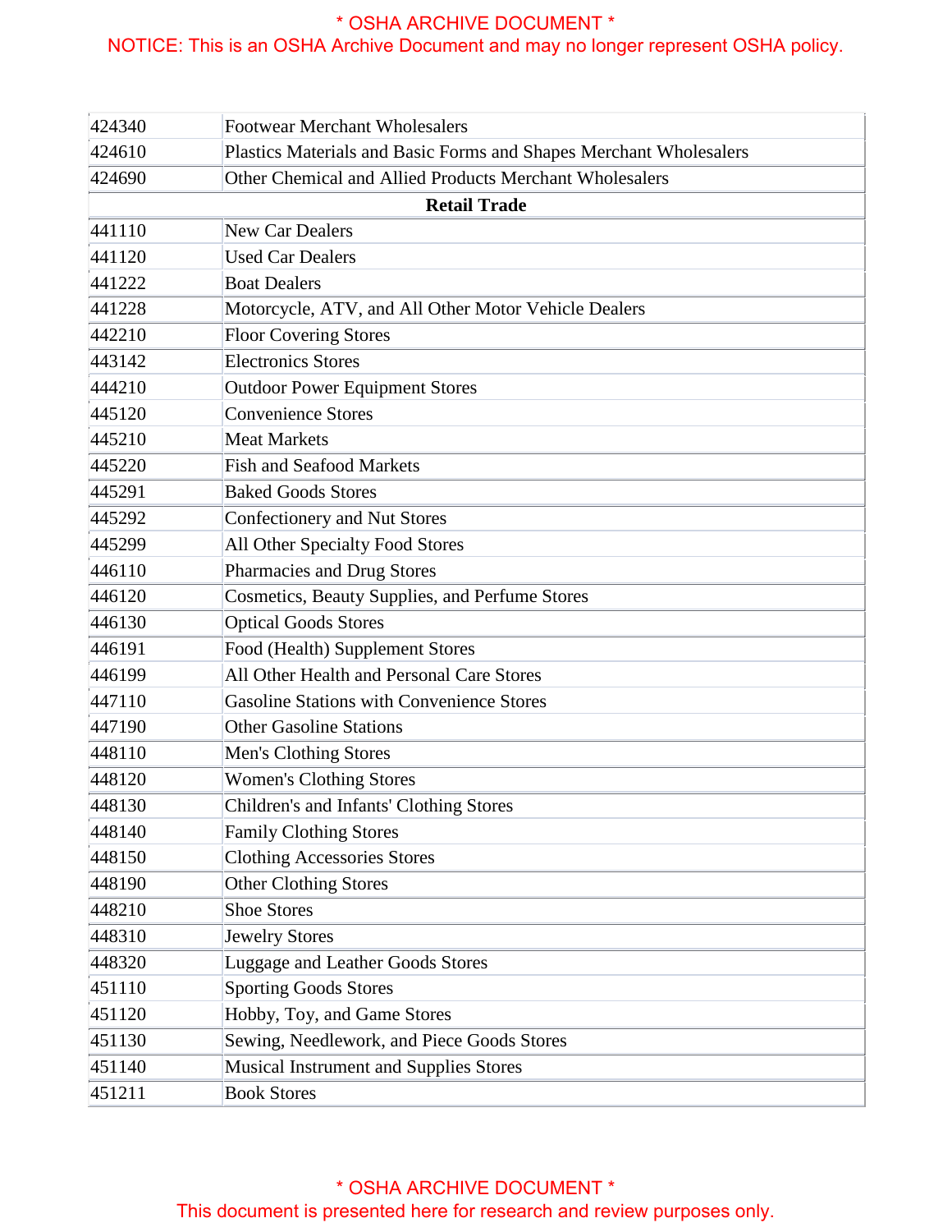| | |
|---|---|
| 424340 | Footwear Merchant Wholesalers |
| 424610 | Plastics Materials and Basic Forms and Shapes Merchant Wholesalers |
| 424690 | Other Chemical and Allied Products Merchant Wholesalers |
| **Retail Trade** | |
| 441110 | New Car Dealers |
| 441120 | Used Car Dealers |
| 441222 | Boat Dealers |
| 441228 | Motorcycle, ATV, and All Other Motor Vehicle Dealers |
| 442210 | Floor Covering Stores |
| 443142 | Electronics Stores |
| 444210 | Outdoor Power Equipment Stores |
| 445120 | Convenience Stores |
| 445210 | Meat Markets |
| 445220 | Fish and Seafood Markets |
| 445291 | Baked Goods Stores |
| 445292 | Confectionery and Nut Stores |
| 445299 | All Other Specialty Food Stores |
| 446110 | Pharmacies and Drug Stores |
| 446120 | Cosmetics, Beauty Supplies, and Perfume Stores |
| 446130 | Optical Goods Stores |
| 446191 | Food (Health) Supplement Stores |
| 446199 | All Other Health and Personal Care Stores |
| 447110 | Gasoline Stations with Convenience Stores |
| 447190 | Other Gasoline Stations |
| 448110 | Men's Clothing Stores |
| 448120 | Women's Clothing Stores |
| 448130 | Children's and Infants' Clothing Stores |
| 448140 | Family Clothing Stores |
| 448150 | Clothing Accessories Stores |
| 448190 | Other Clothing Stores |
| 448210 | Shoe Stores |
| 448310 | Jewelry Stores |
| 448320 | Luggage and Leather Goods Stores |
| 451110 | Sporting Goods Stores |
| 451120 | Hobby, Toy, and Game Stores |
| 451130 | Sewing, Needlework, and Piece Goods Stores |
| 451140 | Musical Instrument and Supplies Stores |
| 451211 | Book Stores |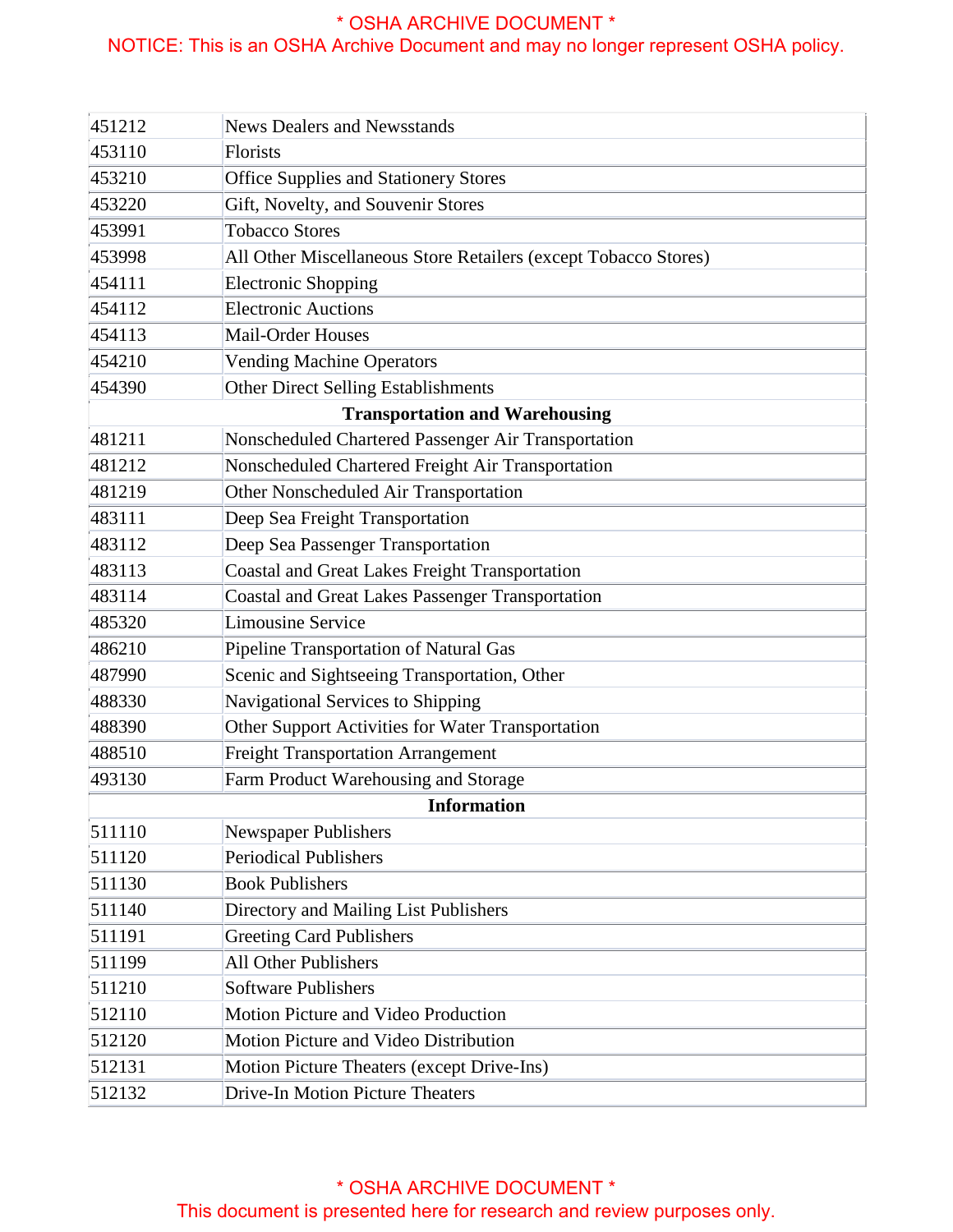| | |
|---|---|
| 451212 | News Dealers and Newsstands |
| 453110 | Florists |
| 453210 | Office Supplies and Stationery Stores |
| 453220 | Gift, Novelty, and Souvenir Stores |
| 453991 | Tobacco Stores |
| 453998 | All Other Miscellaneous Store Retailers (except Tobacco Stores) |
| 454111 | Electronic Shopping |
| 454112 | Electronic Auctions |
| 454113 | Mail-Order Houses |
| 454210 | Vending Machine Operators |
| 454390 | Other Direct Selling Establishments |
| **Transportation and Warehousing** | |
| 481211 | Nonscheduled Chartered Passenger Air Transportation |
| 481212 | Nonscheduled Chartered Freight Air Transportation |
| 481219 | Other Nonscheduled Air Transportation |
| 483111 | Deep Sea Freight Transportation |
| 483112 | Deep Sea Passenger Transportation |
| 483113 | Coastal and Great Lakes Freight Transportation |
| 483114 | Coastal and Great Lakes Passenger Transportation |
| 485320 | Limousine Service |
| 486210 | Pipeline Transportation of Natural Gas |
| 487990 | Scenic and Sightseeing Transportation, Other |
| 488330 | Navigational Services to Shipping |
| 488390 | Other Support Activities for Water Transportation |
| 488510 | Freight Transportation Arrangement |
| 493130 | Farm Product Warehousing and Storage |
| **Information** | |
| 511110 | Newspaper Publishers |
| 511120 | Periodical Publishers |
| 511130 | Book Publishers |
| 511140 | Directory and Mailing List Publishers |
| 511191 | Greeting Card Publishers |
| 511199 | All Other Publishers |
| 511210 | Software Publishers |
| 512110 | Motion Picture and Video Production |
| 512120 | Motion Picture and Video Distribution |
| 512131 | Motion Picture Theaters (except Drive-Ins) |
| 512132 | Drive-In Motion Picture Theaters |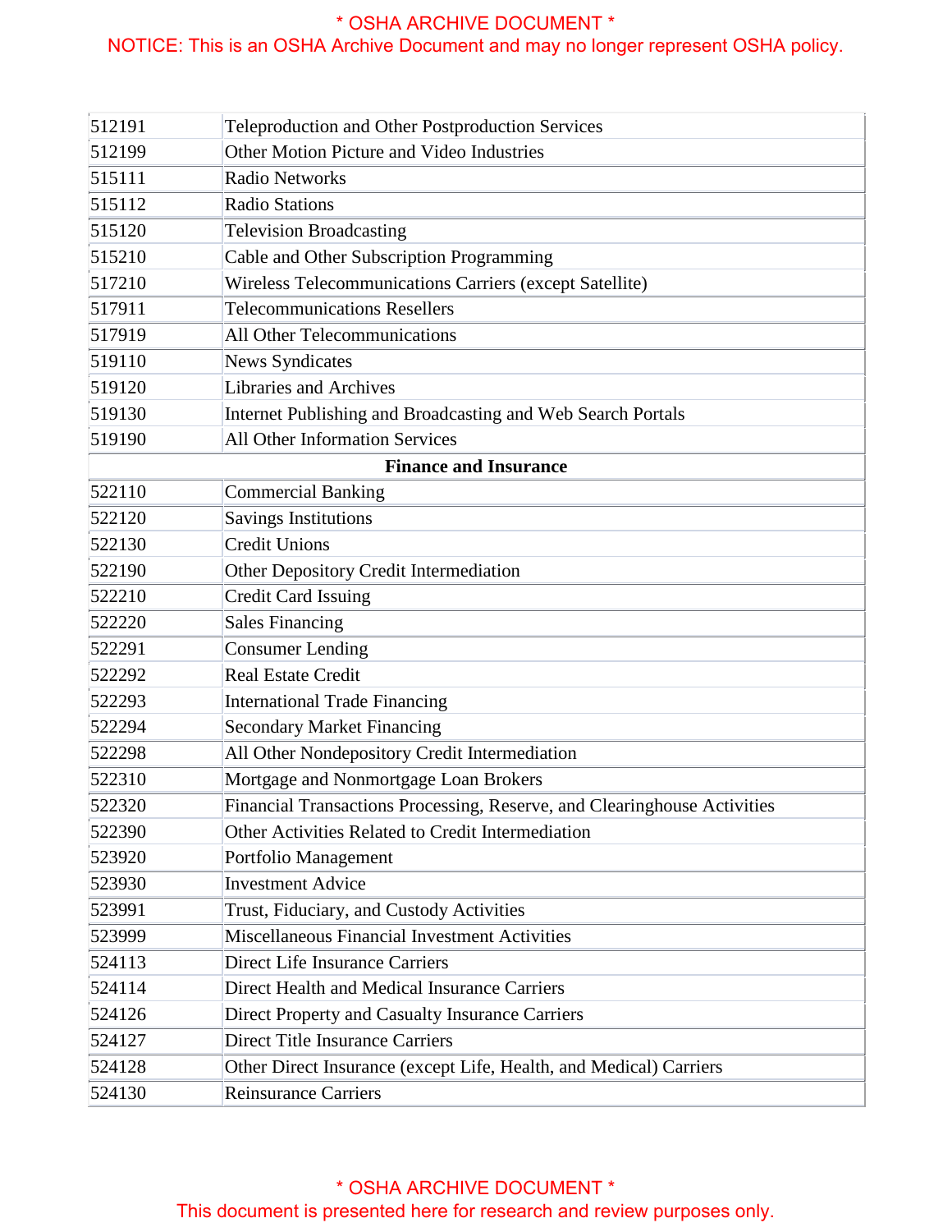| | |
|---|---|
| 512191 | Teleproduction and Other Postproduction Services |
| 512199 | Other Motion Picture and Video Industries |
| 515111 | Radio Networks |
| 515112 | Radio Stations |
| 515120 | Television Broadcasting |
| 515210 | Cable and Other Subscription Programming |
| 517210 | Wireless Telecommunications Carriers (except Satellite) |
| 517911 | Telecommunications Resellers |
| 517919 | All Other Telecommunications |
| 519110 | News Syndicates |
| 519120 | Libraries and Archives |
| 519130 | Internet Publishing and Broadcasting and Web Search Portals |
| 519190 | All Other Information Services |
| **Finance and Insurance** | |
| 522110 | Commercial Banking |
| 522120 | Savings Institutions |
| 522130 | Credit Unions |
| 522190 | Other Depository Credit Intermediation |
| 522210 | Credit Card Issuing |
| 522220 | Sales Financing |
| 522291 | Consumer Lending |
| 522292 | Real Estate Credit |
| 522293 | International Trade Financing |
| 522294 | Secondary Market Financing |
| 522298 | All Other Nondepository Credit Intermediation |
| 522310 | Mortgage and Nonmortgage Loan Brokers |
| 522320 | Financial Transactions Processing, Reserve, and Clearinghouse Activities |
| 522390 | Other Activities Related to Credit Intermediation |
| 523920 | Portfolio Management |
| 523930 | Investment Advice |
| 523991 | Trust, Fiduciary, and Custody Activities |
| 523999 | Miscellaneous Financial Investment Activities |
| 524113 | Direct Life Insurance Carriers |
| 524114 | Direct Health and Medical Insurance Carriers |
| 524126 | Direct Property and Casualty Insurance Carriers |
| 524127 | Direct Title Insurance Carriers |
| 524128 | Other Direct Insurance (except Life, Health, and Medical) Carriers |
| 524130 | Reinsurance Carriers |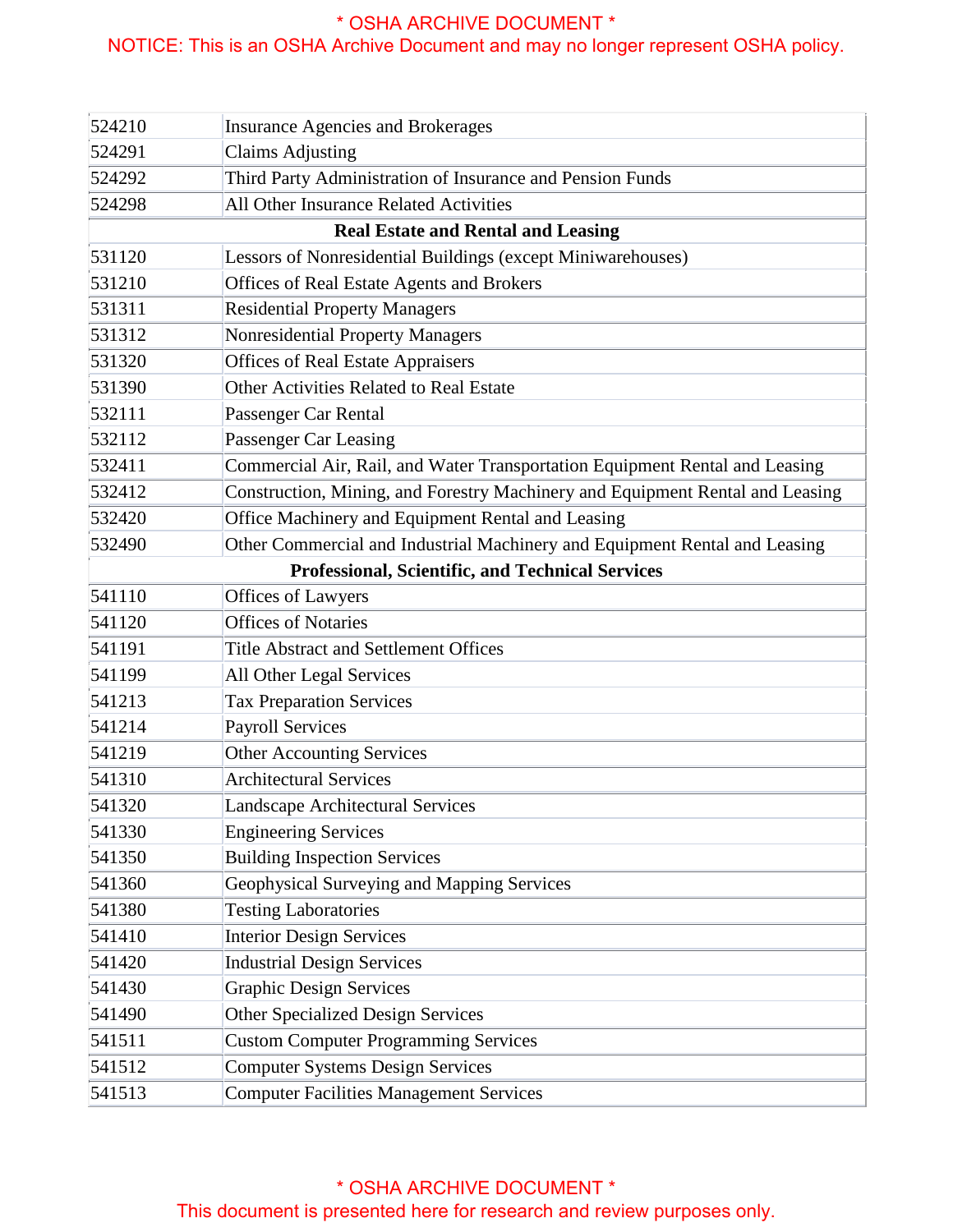| | |
|---|---|
| 524210 | Insurance Agencies and Brokerages |
| 524291 | Claims Adjusting |
| 524292 | Third Party Administration of Insurance and Pension Funds |
| 524298 | All Other Insurance Related Activities |
| **Real Estate and Rental and Leasing** | |
| 531120 | Lessors of Nonresidential Buildings (except Miniwarehouses) |
| 531210 | Offices of Real Estate Agents and Brokers |
| 531311 | Residential Property Managers |
| 531312 | Nonresidential Property Managers |
| 531320 | Offices of Real Estate Appraisers |
| 531390 | Other Activities Related to Real Estate |
| 532111 | Passenger Car Rental |
| 532112 | Passenger Car Leasing |
| 532411 | Commercial Air, Rail, and Water Transportation Equipment Rental and Leasing |
| 532412 | Construction, Mining, and Forestry Machinery and Equipment Rental and Leasing |
| 532420 | Office Machinery and Equipment Rental and Leasing |
| 532490 | Other Commercial and Industrial Machinery and Equipment Rental and Leasing |
| **Professional, Scientific, and Technical Services** | |
| 541110 | Offices of Lawyers |
| 541120 | Offices of Notaries |
| 541191 | Title Abstract and Settlement Offices |
| 541199 | All Other Legal Services |
| 541213 | Tax Preparation Services |
| 541214 | Payroll Services |
| 541219 | Other Accounting Services |
| 541310 | Architectural Services |
| 541320 | Landscape Architectural Services |
| 541330 | Engineering Services |
| 541350 | Building Inspection Services |
| 541360 | Geophysical Surveying and Mapping Services |
| 541380 | Testing Laboratories |
| 541410 | Interior Design Services |
| 541420 | Industrial Design Services |
| 541430 | Graphic Design Services |
| 541490 | Other Specialized Design Services |
| 541511 | Custom Computer Programming Services |
| 541512 | Computer Systems Design Services |
| 541513 | Computer Facilities Management Services |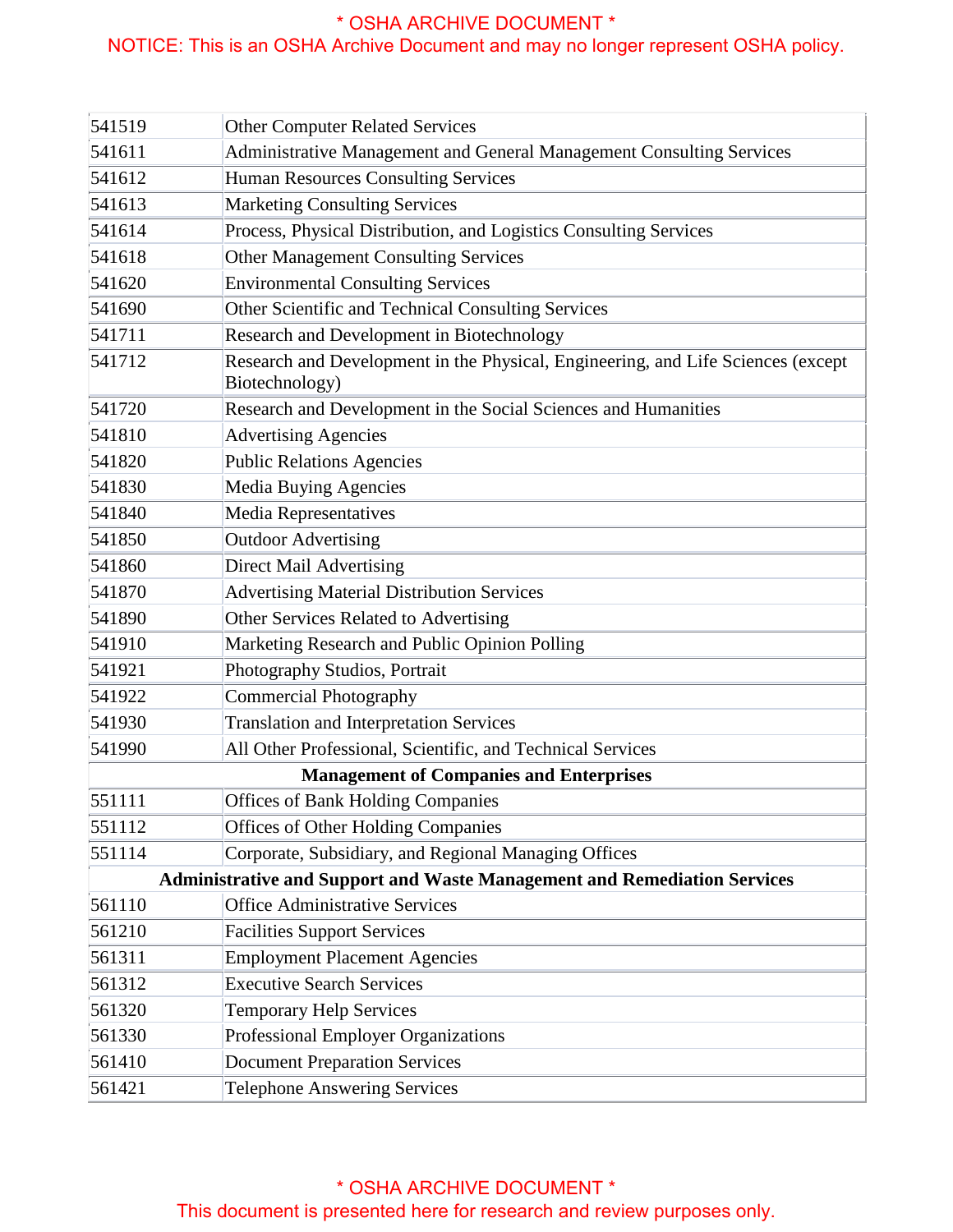| | |
|---|---|
| 541519 | Other Computer Related Services |
| 541611 | Administrative Management and General Management Consulting Services |
| 541612 | Human Resources Consulting Services |
| 541613 | Marketing Consulting Services |
| 541614 | Process, Physical Distribution, and Logistics Consulting Services |
| 541618 | Other Management Consulting Services |
| 541620 | Environmental Consulting Services |
| 541690 | Other Scientific and Technical Consulting Services |
| 541711 | Research and Development in Biotechnology |
| 541712 | Research and Development in the Physical, Engineering, and Life Sciences (except Biotechnology) |
| 541720 | Research and Development in the Social Sciences and Humanities |
| 541810 | Advertising Agencies |
| 541820 | Public Relations Agencies |
| 541830 | Media Buying Agencies |
| 541840 | Media Representatives |
| 541850 | Outdoor Advertising |
| 541860 | Direct Mail Advertising |
| 541870 | Advertising Material Distribution Services |
| 541890 | Other Services Related to Advertising |
| 541910 | Marketing Research and Public Opinion Polling |
| 541921 | Photography Studios, Portrait |
| 541922 | Commercial Photography |
| 541930 | Translation and Interpretation Services |
| 541990 | All Other Professional, Scientific, and Technical Services |
| **Management of Companies and Enterprises** | |
| 551111 | Offices of Bank Holding Companies |
| 551112 | Offices of Other Holding Companies |
| 551114 | Corporate, Subsidiary, and Regional Managing Offices |
| **Administrative and Support and Waste Management and Remediation Services** | |
| 561110 | Office Administrative Services |
| 561210 | Facilities Support Services |
| 561311 | Employment Placement Agencies |
| 561312 | Executive Search Services |
| 561320 | Temporary Help Services |
| 561330 | Professional Employer Organizations |
| 561410 | Document Preparation Services |
| 561421 | Telephone Answering Services |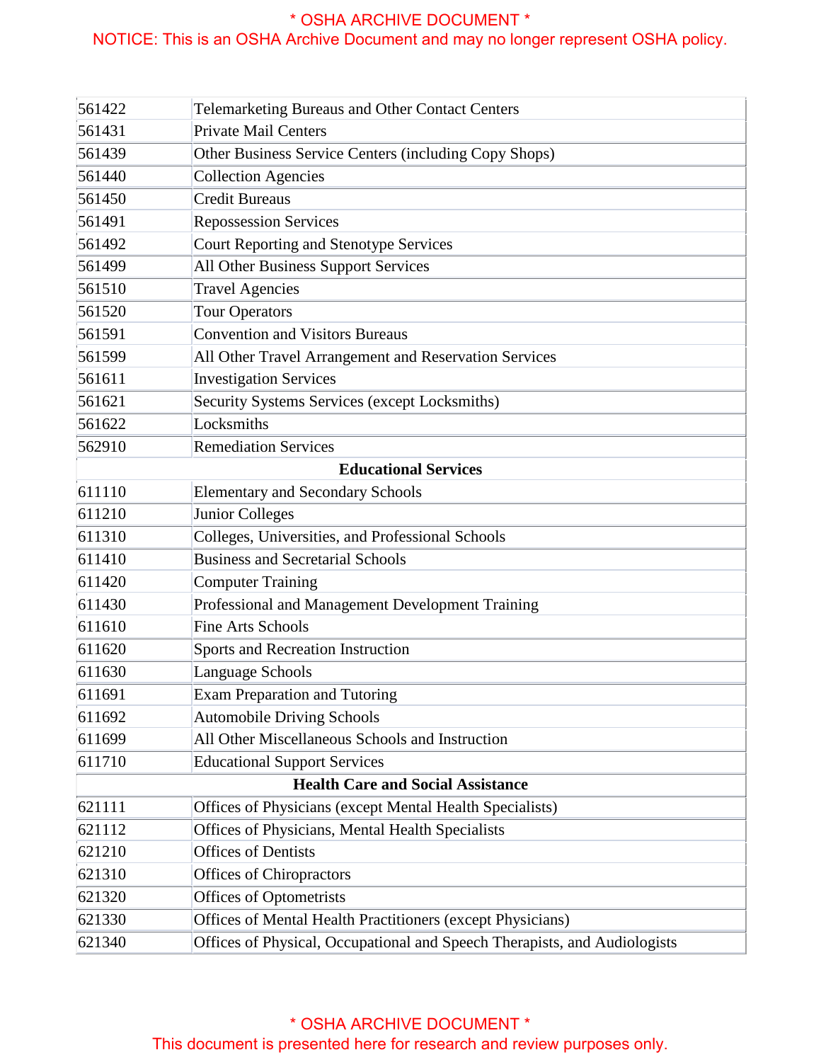| | |
|---|---|
| 561422 | Telemarketing Bureaus and Other Contact Centers |
| 561431 | Private Mail Centers |
| 561439 | Other Business Service Centers (including Copy Shops) |
| 561440 | Collection Agencies |
| 561450 | Credit Bureaus |
| 561491 | Repossession Services |
| 561492 | Court Reporting and Stenotype Services |
| 561499 | All Other Business Support Services |
| 561510 | Travel Agencies |
| 561520 | Tour Operators |
| 561591 | Convention and Visitors Bureaus |
| 561599 | All Other Travel Arrangement and Reservation Services |
| 561611 | Investigation Services |
| 561621 | Security Systems Services (except Locksmiths) |
| 561622 | Locksmiths |
| 562910 | Remediation Services |
| **Educational Services** | |
| 611110 | Elementary and Secondary Schools |
| 611210 | Junior Colleges |
| 611310 | Colleges, Universities, and Professional Schools |
| 611410 | Business and Secretarial Schools |
| 611420 | Computer Training |
| 611430 | Professional and Management Development Training |
| 611610 | Fine Arts Schools |
| 611620 | Sports and Recreation Instruction |
| 611630 | Language Schools |
| 611691 | Exam Preparation and Tutoring |
| 611692 | Automobile Driving Schools |
| 611699 | All Other Miscellaneous Schools and Instruction |
| 611710 | Educational Support Services |
| **Health Care and Social Assistance** | |
| 621111 | Offices of Physicians (except Mental Health Specialists) |
| 621112 | Offices of Physicians, Mental Health Specialists |
| 621210 | Offices of Dentists |
| 621310 | Offices of Chiropractors |
| 621320 | Offices of Optometrists |
| 621330 | Offices of Mental Health Practitioners (except Physicians) |
| 621340 | Offices of Physical, Occupational and Speech Therapists, and Audiologists |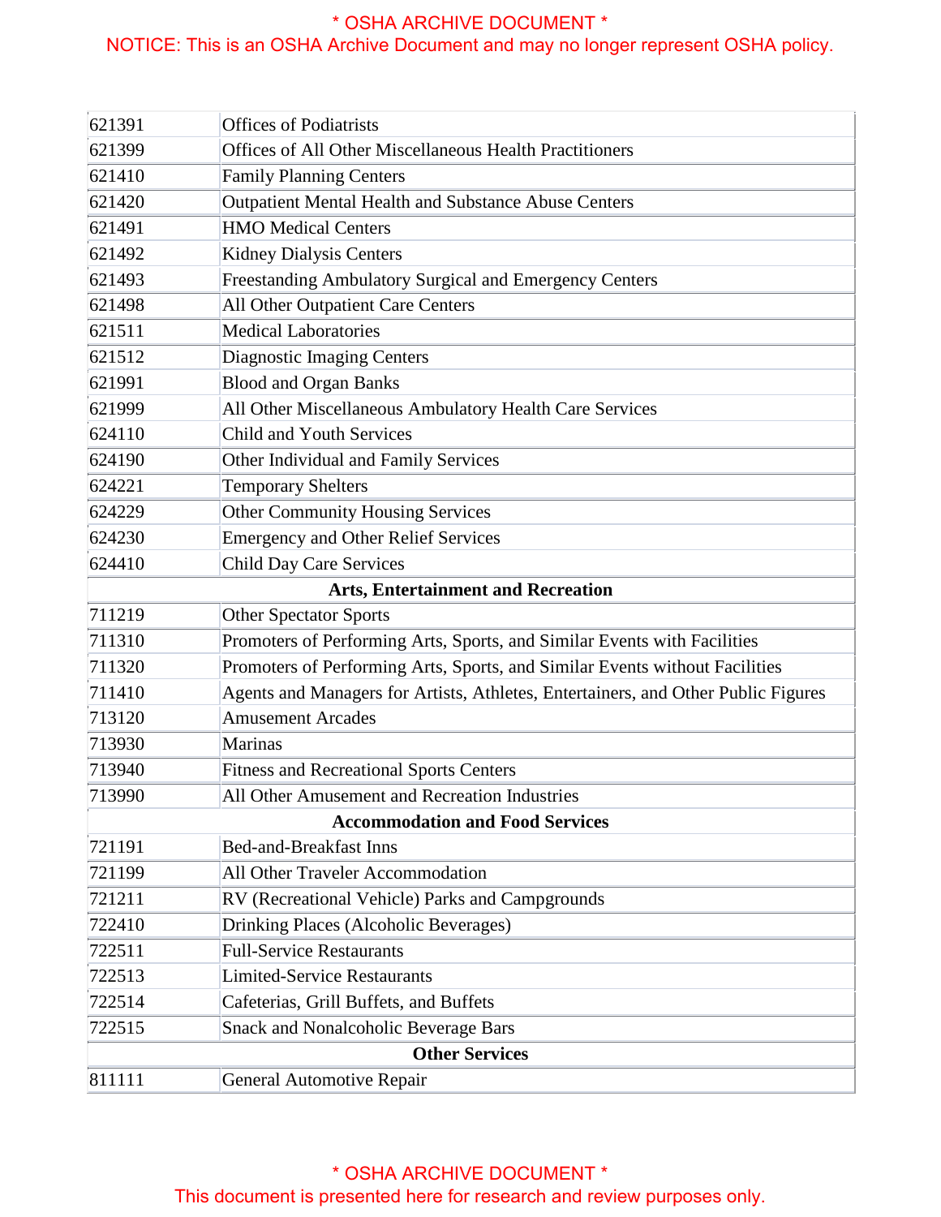| | |
|---|---|
| 621391 | Offices of Podiatrists |
| 621399 | Offices of All Other Miscellaneous Health Practitioners |
| 621410 | Family Planning Centers |
| 621420 | Outpatient Mental Health and Substance Abuse Centers |
| 621491 | HMO Medical Centers |
| 621492 | Kidney Dialysis Centers |
| 621493 | Freestanding Ambulatory Surgical and Emergency Centers |
| 621498 | All Other Outpatient Care Centers |
| 621511 | Medical Laboratories |
| 621512 | Diagnostic Imaging Centers |
| 621991 | Blood and Organ Banks |
| 621999 | All Other Miscellaneous Ambulatory Health Care Services |
| 624110 | Child and Youth Services |
| 624190 | Other Individual and Family Services |
| 624221 | Temporary Shelters |
| 624229 | Other Community Housing Services |
| 624230 | Emergency and Other Relief Services |
| 624410 | Child Day Care Services |
| **Arts, Entertainment and Recreation** | |
| 711219 | Other Spectator Sports |
| 711310 | Promoters of Performing Arts, Sports, and Similar Events with Facilities |
| 711320 | Promoters of Performing Arts, Sports, and Similar Events without Facilities |
| 711410 | Agents and Managers for Artists, Athletes, Entertainers, and Other Public Figures |
| 713120 | Amusement Arcades |
| 713930 | Marinas |
| 713940 | Fitness and Recreational Sports Centers |
| 713990 | All Other Amusement and Recreation Industries |
| **Accommodation and Food Services** | |
| 721191 | Bed-and-Breakfast Inns |
| 721199 | All Other Traveler Accommodation |
| 721211 | RV (Recreational Vehicle) Parks and Campgrounds |
| 722410 | Drinking Places (Alcoholic Beverages) |
| 722511 | Full-Service Restaurants |
| 722513 | Limited-Service Restaurants |
| 722514 | Cafeterias, Grill Buffets, and Buffets |
| 722515 | Snack and Nonalcoholic Beverage Bars |
| **Other Services** | |
| 811111 | General Automotive Repair |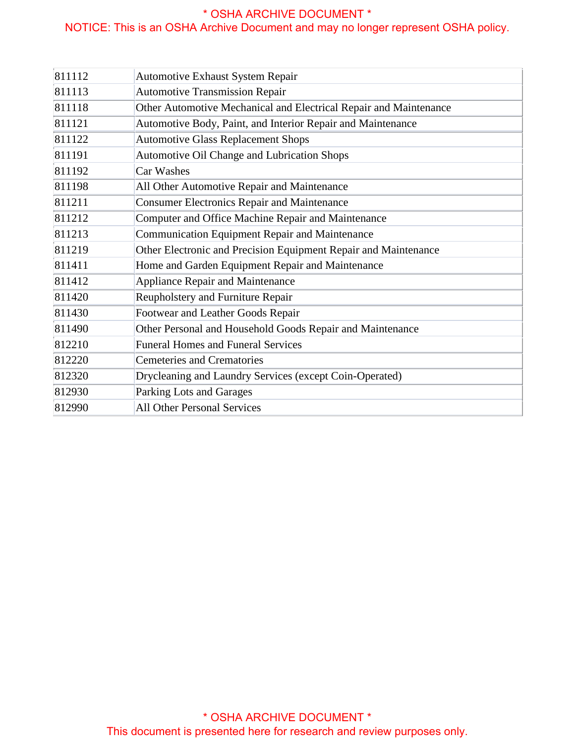| | |
|---|---|
| 811112 | Automotive Exhaust System Repair |
| 811113 | Automotive Transmission Repair |
| 811118 | Other Automotive Mechanical and Electrical Repair and Maintenance |
| 811121 | Automotive Body, Paint, and Interior Repair and Maintenance |
| 811122 | Automotive Glass Replacement Shops |
| 811191 | Automotive Oil Change and Lubrication Shops |
| 811192 | Car Washes |
| 811198 | All Other Automotive Repair and Maintenance |
| 811211 | Consumer Electronics Repair and Maintenance |
| 811212 | Computer and Office Machine Repair and Maintenance |
| 811213 | Communication Equipment Repair and Maintenance |
| 811219 | Other Electronic and Precision Equipment Repair and Maintenance |
| 811411 | Home and Garden Equipment Repair and Maintenance |
| 811412 | Appliance Repair and Maintenance |
| 811420 | Reupholstery and Furniture Repair |
| 811430 | Footwear and Leather Goods Repair |
| 811490 | Other Personal and Household Goods Repair and Maintenance |
| 812210 | Funeral Homes and Funeral Services |
| 812220 | Cemeteries and Crematories |
| 812320 | Drycleaning and Laundry Services (except Coin-Operated) |
| 812930 | Parking Lots and Garages |
| 812990 | All Other Personal Services |